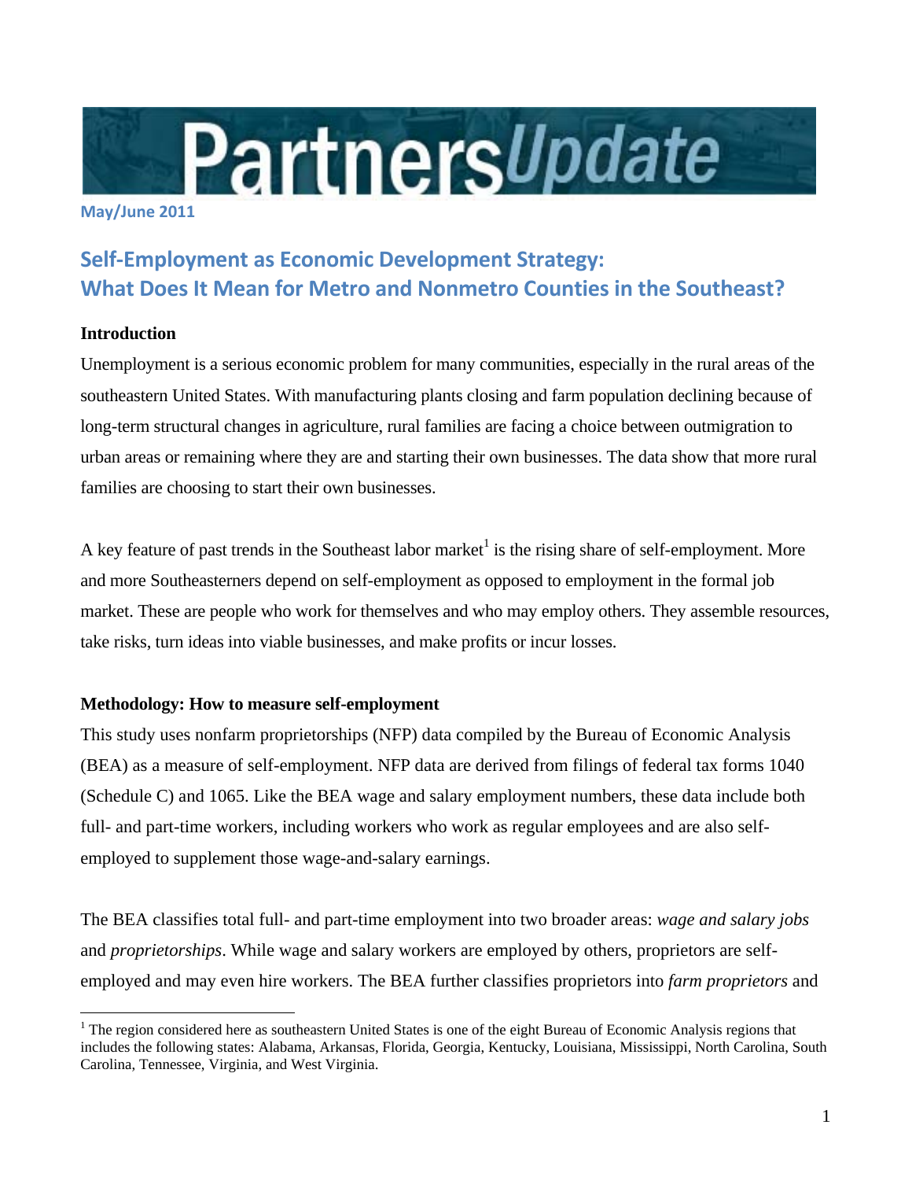# PartnersUpdate

**May/June 2011**

## Self-Employment as Economic Development Strategy: What Does It Mean for Metro and Nonmetro Counties in the Southeast?

### Introduction

Unemployment is a serious economic problem for many communities, especially in the rural areas of the southeastern United States. With manufacturing plants closing and farm population declining because of long-term structural changes in agriculture, rural families are facing a choice between outmigration to urban areas or remaining where they are and starting their own businesses. The data show that more rural families are choosing to start their own businesses.

A key feature of past trends in the Southeast labor market[1] is the rising share of self-employment. More and more Southeasterners depend on self-employment as opposed to employment in the formal job market. These are people who work for themselves and who may employ others. They assemble resources, take risks, turn ideas into viable businesses, and make profits or incur losses.

### Methodology: How to measure self-employment

This study uses nonfarm proprietorships (NFP) data compiled by the Bureau of Economic Analysis (BEA) as a measure of self-employment. NFP data are derived from filings of federal tax forms 1040 (Schedule C) and 1065. Like the BEA wage and salary employment numbers, these data include both full- and part-time workers, including workers who work as regular employees and are also self-employed to supplement those wage-and-salary earnings.

The BEA classifies total full- and part-time employment into two broader areas: *wage and salary jobs* and *proprietorships*. While wage and salary workers are employed by others, proprietors are self-employed and may even hire workers. The BEA further classifies proprietors into *farm proprietors* and

[1] The region considered here as southeastern United States is one of the eight Bureau of Economic Analysis regions that includes the following states: Alabama, Arkansas, Florida, Georgia, Kentucky, Louisiana, Mississippi, North Carolina, South Carolina, Tennessee, Virginia, and West Virginia.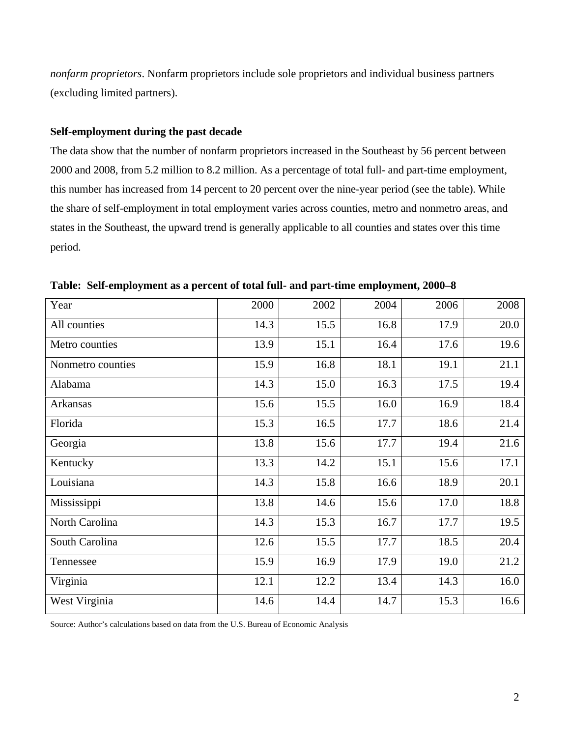*nonfarm proprietors*. Nonfarm proprietors include sole proprietors and individual business partners (excluding limited partners).

**Self-employment during the past decade**

The data show that the number of nonfarm proprietors increased in the Southeast by 56 percent between 2000 and 2008, from 5.2 million to 8.2 million. As a percentage of total full- and part-time employment, this number has increased from 14 percent to 20 percent over the nine-year period (see the table). While the share of self-employment in total employment varies across counties, metro and nonmetro areas, and states in the Southeast, the upward trend is generally applicable to all counties and states over this time period.

**Table: Self-employment as a percent of total full- and part-time employment, 2000–8**

| Year | 2000 | 2002 | 2004 | 2006 | 2008 |
|---|---|---|---|---|---|
| All counties | 14.3 | 15.5 | 16.8 | 17.9 | 20.0 |
| Metro counties | 13.9 | 15.1 | 16.4 | 17.6 | 19.6 |
| Nonmetro counties | 15.9 | 16.8 | 18.1 | 19.1 | 21.1 |
| Alabama | 14.3 | 15.0 | 16.3 | 17.5 | 19.4 |
| Arkansas | 15.6 | 15.5 | 16.0 | 16.9 | 18.4 |
| Florida | 15.3 | 16.5 | 17.7 | 18.6 | 21.4 |
| Georgia | 13.8 | 15.6 | 17.7 | 19.4 | 21.6 |
| Kentucky | 13.3 | 14.2 | 15.1 | 15.6 | 17.1 |
| Louisiana | 14.3 | 15.8 | 16.6 | 18.9 | 20.1 |
| Mississippi | 13.8 | 14.6 | 15.6 | 17.0 | 18.8 |
| North Carolina | 14.3 | 15.3 | 16.7 | 17.7 | 19.5 |
| South Carolina | 12.6 | 15.5 | 17.7 | 18.5 | 20.4 |
| Tennessee | 15.9 | 16.9 | 17.9 | 19.0 | 21.2 |
| Virginia | 12.1 | 12.2 | 13.4 | 14.3 | 16.0 |
| West Virginia | 14.6 | 14.4 | 14.7 | 15.3 | 16.6 |

Source: Author's calculations based on data from the U.S. Bureau of Economic Analysis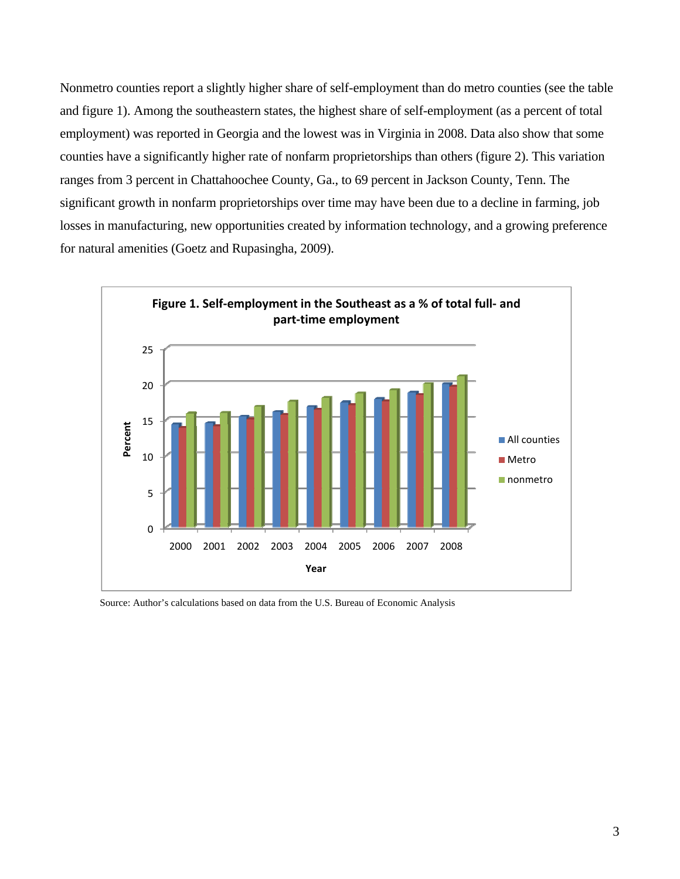Nonmetro counties report a slightly higher share of self-employment than do metro counties (see the table and figure 1). Among the southeastern states, the highest share of self-employment (as a percent of total employment) was reported in Georgia and the lowest was in Virginia in 2008. Data also show that some counties have a significantly higher rate of nonfarm proprietorships than others (figure 2). This variation ranges from 3 percent in Chattahoochee County, Ga., to 69 percent in Jackson County, Tenn. The significant growth in nonfarm proprietorships over time may have been due to a decline in farming, job losses in manufacturing, new opportunities created by information technology, and a growing preference for natural amenities (Goetz and Rupasingha, 2009).

**Figure 1. Self-employment in the Southeast as a % of total full- and part-time employment**

Source: Author's calculations based on data from the U.S. Bureau of Economic Analysis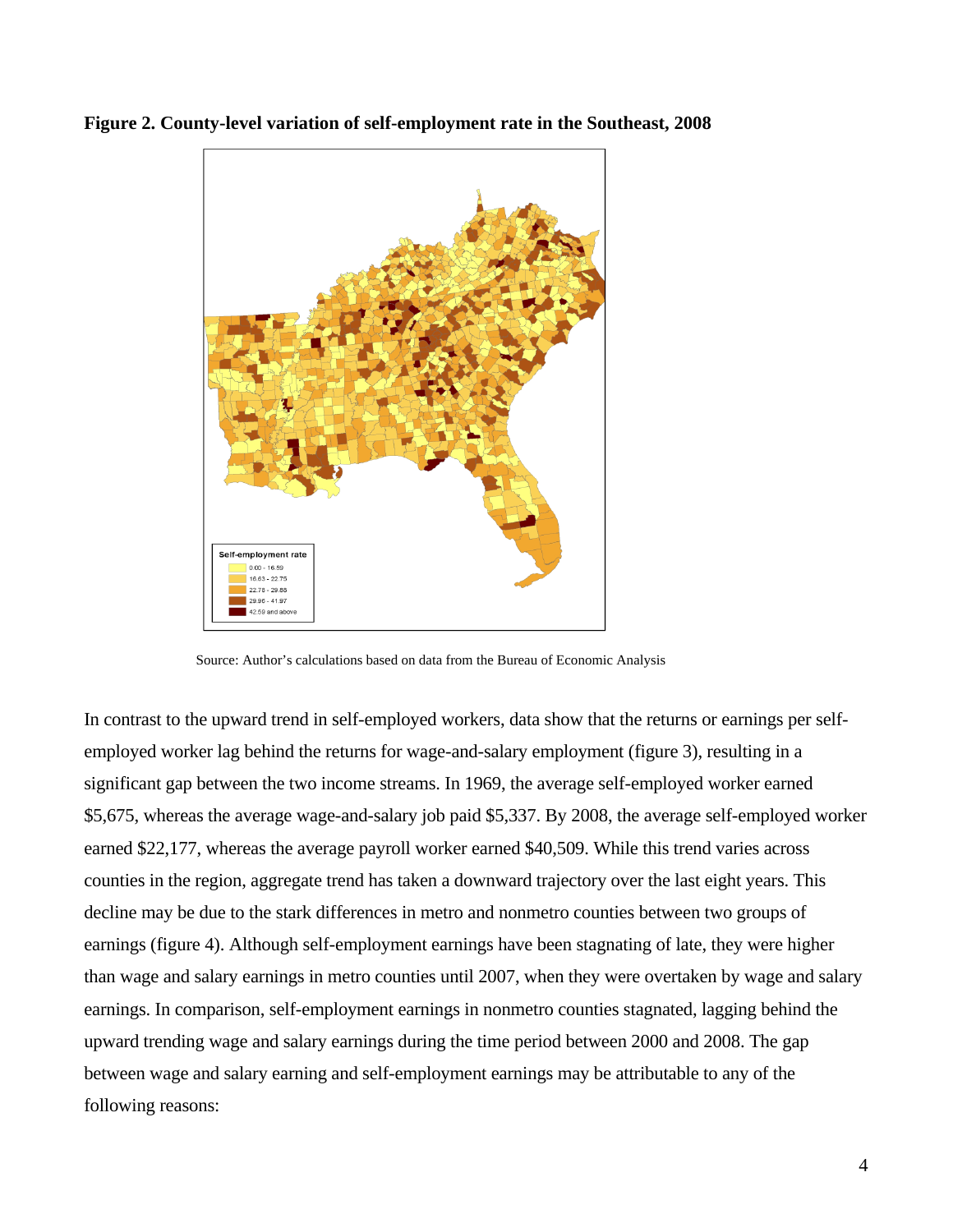**Figure 2. County-level variation of self-employment rate in the Southeast, 2008**

Self-employment rate

- 0.00 - 16.59
- 16.63 - 22.75
- 22.78 - 29.88
- 29.96 - 41.97
- 42.59 and above

Source: Author's calculations based on data from the Bureau of Economic Analysis

In contrast to the upward trend in self-employed workers, data show that the returns or earnings per self-employed worker lag behind the returns for wage-and-salary employment (figure 3), resulting in a significant gap between the two income streams. In 1969, the average self-employed worker earned $5,675, whereas the average wage-and-salary job paid $5,337. By 2008, the average self-employed worker earned $22,177, whereas the average payroll worker earned $40,509. While this trend varies across counties in the region, aggregate trend has taken a downward trajectory over the last eight years. This decline may be due to the stark differences in metro and nonmetro counties between two groups of earnings (figure 4). Although self-employment earnings have been stagnating of late, they were higher than wage and salary earnings in metro counties until 2007, when they were overtaken by wage and salary earnings. In comparison, self-employment earnings in nonmetro counties stagnated, lagging behind the upward trending wage and salary earnings during the time period between 2000 and 2008. The gap between wage and salary earning and self-employment earnings may be attributable to any of the following reasons: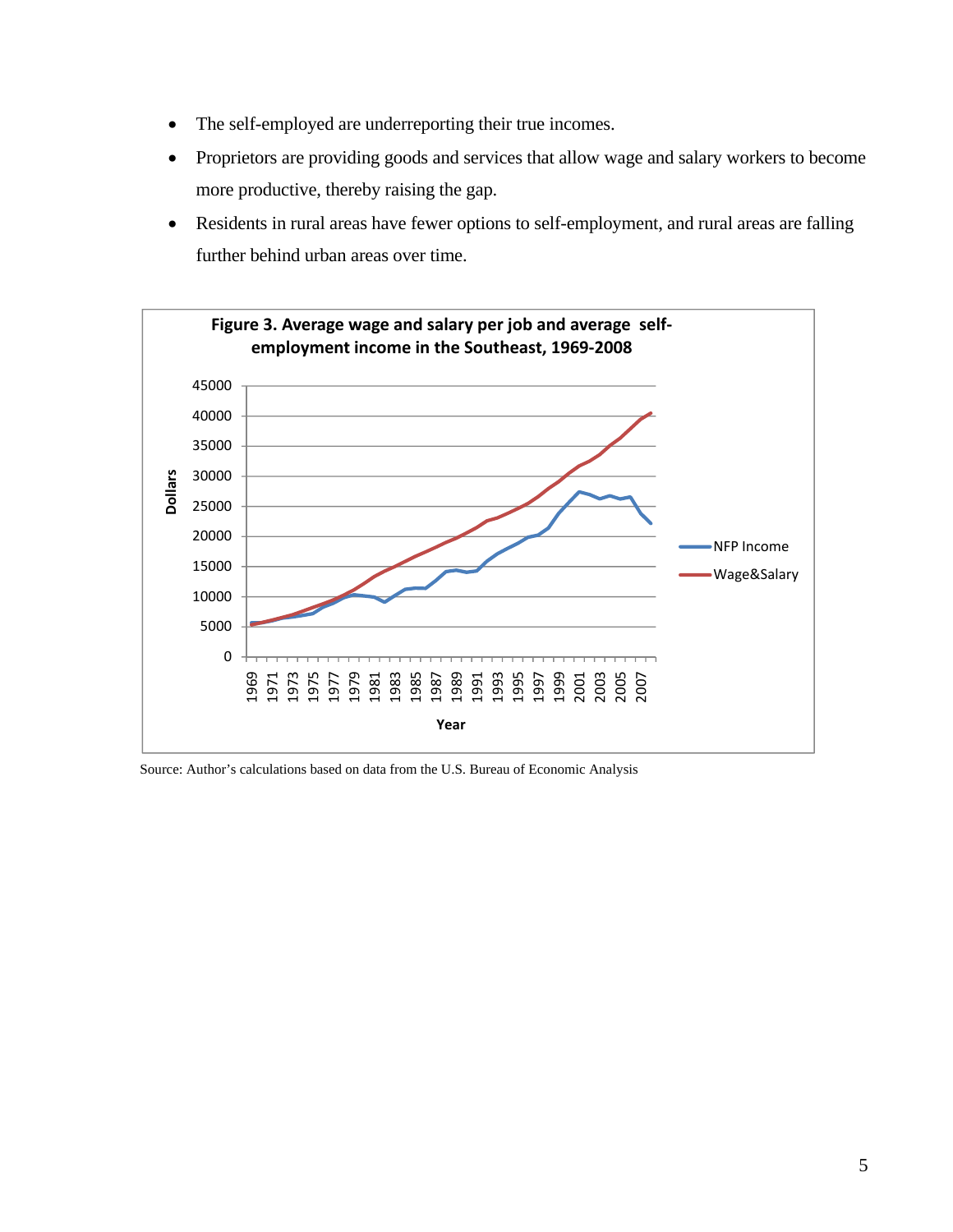- The self-employed are underreporting their true incomes.
- Proprietors are providing goods and services that allow wage and salary workers to become more productive, thereby raising the gap.
- Residents in rural areas have fewer options to self-employment, and rural areas are falling further behind urban areas over time.

**Figure 3. Average wage and salary per job and average self-employment income in the Southeast, 1969-2008**

Source: Author's calculations based on data from the U.S. Bureau of Economic Analysis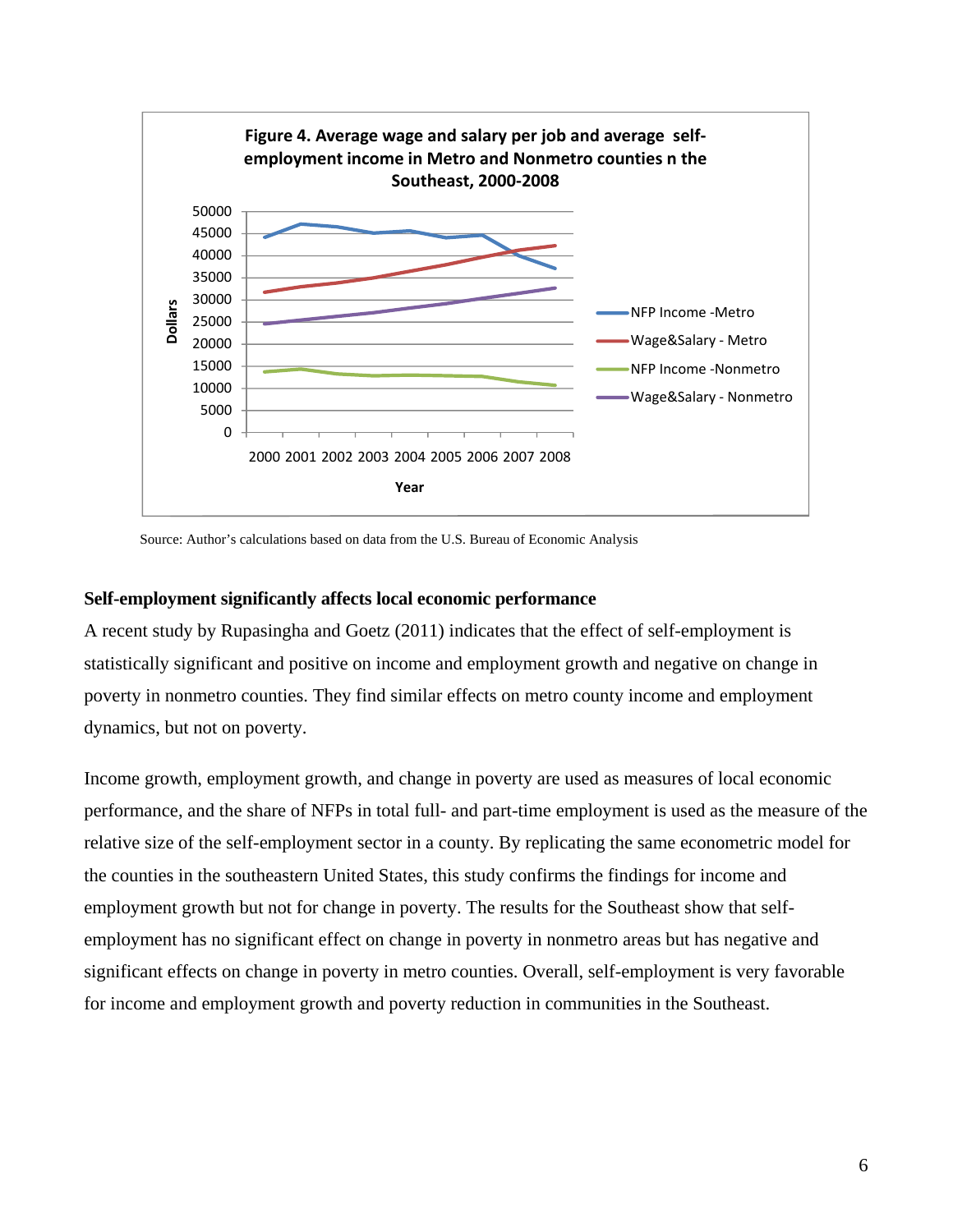**Figure 4. Average wage and salary per job and average self-employment income in Metro and Nonmetro counties n the Southeast, 2000-2008**

Source: Author's calculations based on data from the U.S. Bureau of Economic Analysis

**Self-employment significantly affects local economic performance**

A recent study by Rupasingha and Goetz (2011) indicates that the effect of self-employment is statistically significant and positive on income and employment growth and negative on change in poverty in nonmetro counties. They find similar effects on metro county income and employment dynamics, but not on poverty.

Income growth, employment growth, and change in poverty are used as measures of local economic performance, and the share of NFPs in total full- and part-time employment is used as the measure of the relative size of the self-employment sector in a county. By replicating the same econometric model for the counties in the southeastern United States, this study confirms the findings for income and employment growth but not for change in poverty. The results for the Southeast show that self-employment has no significant effect on change in poverty in nonmetro areas but has negative and significant effects on change in poverty in metro counties. Overall, self-employment is very favorable for income and employment growth and poverty reduction in communities in the Southeast.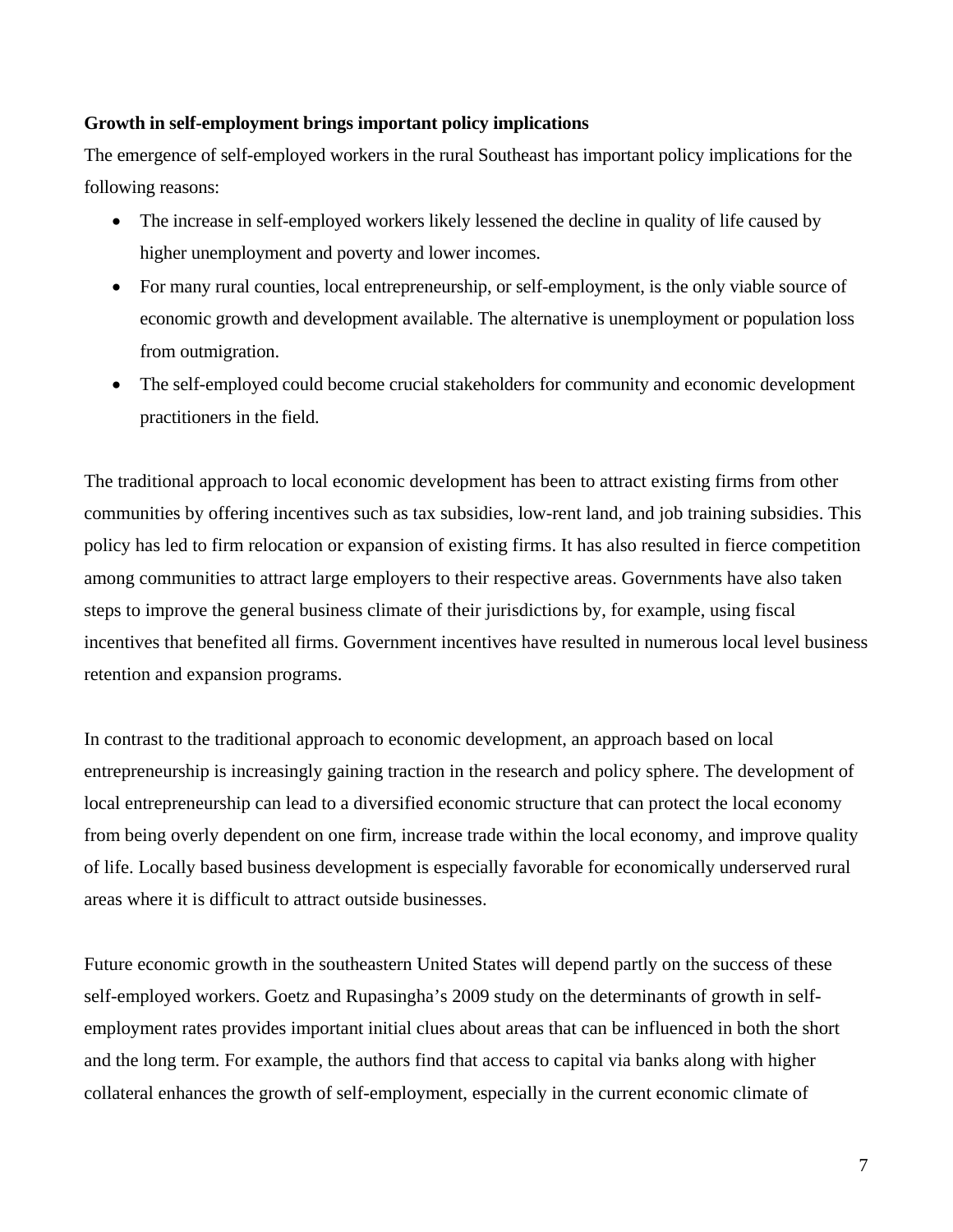**Growth in self-employment brings important policy implications**

The emergence of self-employed workers in the rural Southeast has important policy implications for the following reasons:

- The increase in self-employed workers likely lessened the decline in quality of life caused by higher unemployment and poverty and lower incomes.
- For many rural counties, local entrepreneurship, or self-employment, is the only viable source of economic growth and development available. The alternative is unemployment or population loss from outmigration.
- The self-employed could become crucial stakeholders for community and economic development practitioners in the field.

The traditional approach to local economic development has been to attract existing firms from other communities by offering incentives such as tax subsidies, low-rent land, and job training subsidies. This policy has led to firm relocation or expansion of existing firms. It has also resulted in fierce competition among communities to attract large employers to their respective areas. Governments have also taken steps to improve the general business climate of their jurisdictions by, for example, using fiscal incentives that benefited all firms. Government incentives have resulted in numerous local level business retention and expansion programs.

In contrast to the traditional approach to economic development, an approach based on local entrepreneurship is increasingly gaining traction in the research and policy sphere. The development of local entrepreneurship can lead to a diversified economic structure that can protect the local economy from being overly dependent on one firm, increase trade within the local economy, and improve quality of life. Locally based business development is especially favorable for economically underserved rural areas where it is difficult to attract outside businesses.

Future economic growth in the southeastern United States will depend partly on the success of these self-employed workers. Goetz and Rupasingha's 2009 study on the determinants of growth in self-employment rates provides important initial clues about areas that can be influenced in both the short and the long term. For example, the authors find that access to capital via banks along with higher collateral enhances the growth of self-employment, especially in the current economic climate of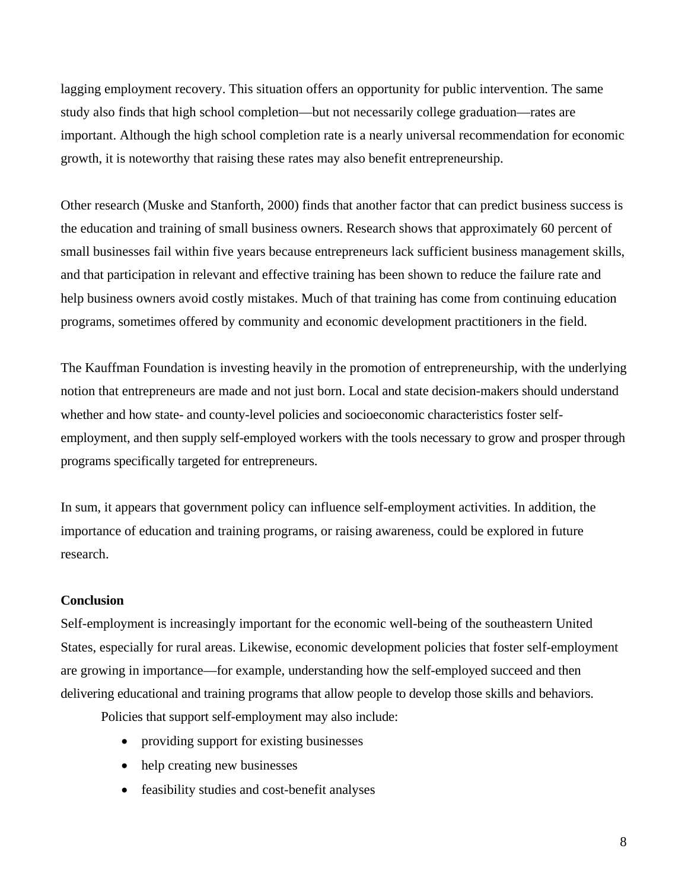lagging employment recovery. This situation offers an opportunity for public intervention. The same study also finds that high school completion—but not necessarily college graduation—rates are important. Although the high school completion rate is a nearly universal recommendation for economic growth, it is noteworthy that raising these rates may also benefit entrepreneurship.

Other research (Muske and Stanforth, 2000) finds that another factor that can predict business success is the education and training of small business owners. Research shows that approximately 60 percent of small businesses fail within five years because entrepreneurs lack sufficient business management skills, and that participation in relevant and effective training has been shown to reduce the failure rate and help business owners avoid costly mistakes. Much of that training has come from continuing education programs, sometimes offered by community and economic development practitioners in the field.

The Kauffman Foundation is investing heavily in the promotion of entrepreneurship, with the underlying notion that entrepreneurs are made and not just born. Local and state decision-makers should understand whether and how state- and county-level policies and socioeconomic characteristics foster self-employment, and then supply self-employed workers with the tools necessary to grow and prosper through programs specifically targeted for entrepreneurs.

In sum, it appears that government policy can influence self-employment activities. In addition, the importance of education and training programs, or raising awareness, could be explored in future research.

**Conclusion**

Self-employment is increasingly important for the economic well-being of the southeastern United States, especially for rural areas. Likewise, economic development policies that foster self-employment are growing in importance—for example, understanding how the self-employed succeed and then delivering educational and training programs that allow people to develop those skills and behaviors.

Policies that support self-employment may also include:

- providing support for existing businesses
- help creating new businesses
- feasibility studies and cost-benefit analyses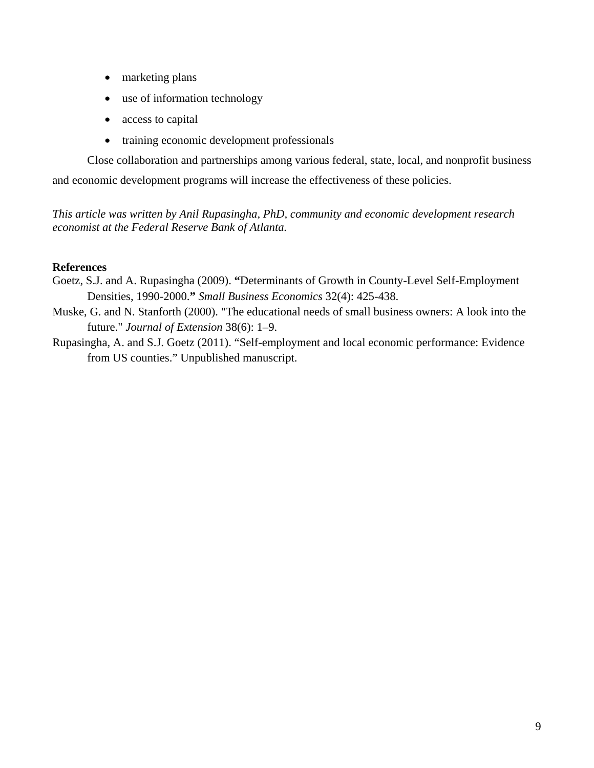- marketing plans
- use of information technology
- access to capital
- training economic development professionals

Close collaboration and partnerships among various federal, state, local, and nonprofit business and economic development programs will increase the effectiveness of these policies.

*This article was written by Anil Rupasingha, PhD, community and economic development research economist at the Federal Reserve Bank of Atlanta.*

**References**

Goetz, S.J. and A. Rupasingha (2009). **"**Determinants of Growth in County-Level Self-Employment Densities, 1990-2000.**"** *Small Business Economics* 32(4): 425-438.

Muske, G. and N. Stanforth (2000). "The educational needs of small business owners: A look into the future." *Journal of Extension* 38(6): 1–9.

Rupasingha, A. and S.J. Goetz (2011). "Self-employment and local economic performance: Evidence from US counties." Unpublished manuscript.